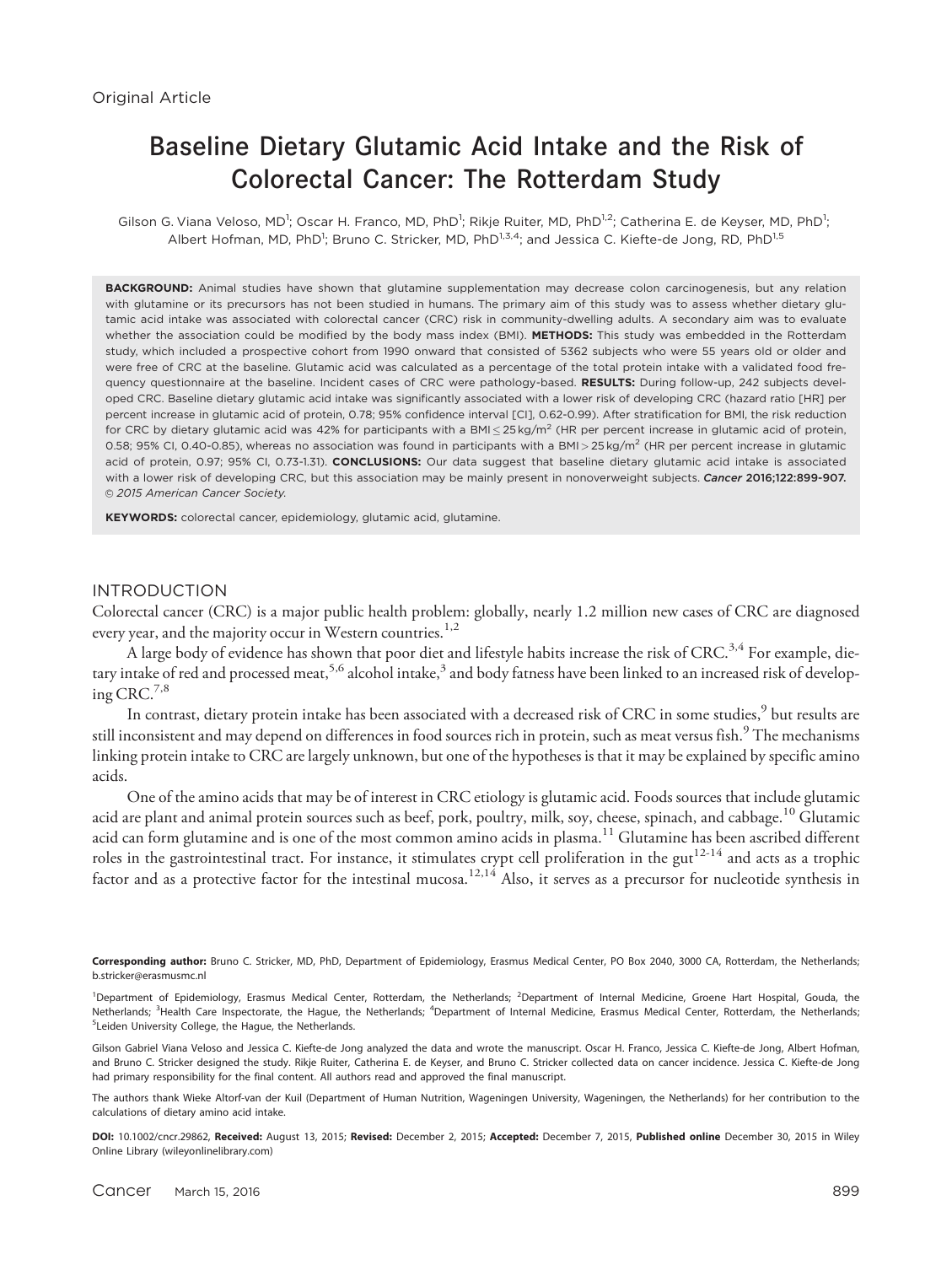Original Article

# Baseline Dietary Glutamic Acid Intake and the Risk of Colorectal Cancer: The Rotterdam Study

Gilson G. Viana Veloso, MD[1]; Oscar H. Franco, MD, PhD[1]; Rikje Ruiter, MD, PhD[1,2]; Catherina E. de Keyser, MD, PhD[1]; Albert Hofman, MD, PhD[1]; Bruno C. Stricker, MD, PhD[1,3,4]; and Jessica C. Kiefte-de Jong, RD, PhD[1,5]

**BACKGROUND:** Animal studies have shown that glutamine supplementation may decrease colon carcinogenesis, but any relation with glutamine or its precursors has not been studied in humans. The primary aim of this study was to assess whether dietary glutamic acid intake was associated with colorectal cancer (CRC) risk in community-dwelling adults. A secondary aim was to evaluate whether the association could be modified by the body mass index (BMI). **METHODS:** This study was embedded in the Rotterdam study, which included a prospective cohort from 1990 onward that consisted of 5362 subjects who were 55 years old or older and were free of CRC at the baseline. Glutamic acid was calculated as a percentage of the total protein intake with a validated food frequency questionnaire at the baseline. Incident cases of CRC were pathology-based. **RESULTS:** During follow-up, 242 subjects developed CRC. Baseline dietary glutamic acid intake was significantly associated with a lower risk of developing CRC (hazard ratio [HR] per percent increase in glutamic acid of protein, 0.78; 95% confidence interval [CI], 0.62-0.99). After stratification for BMI, the risk reduction for CRC by dietary glutamic acid was 42% for participants with a BMI $\leq$ 25 kg/m$^2$ (HR per percent increase in glutamic acid of protein, 0.58; 95% CI, 0.40-0.85), whereas no association was found in participants with a BMI > 25 kg/m$^2$ (HR per percent increase in glutamic acid of protein, 0.97; 95% CI, 0.73-1.31). **CONCLUSIONS:** Our data suggest that baseline dietary glutamic acid intake is associated with a lower risk of developing CRC, but this association may be mainly present in nonoverweight subjects. ***Cancer* 2016;122:899-907.** *© 2015 American Cancer Society.*

**KEYWORDS:** colorectal cancer, epidemiology, glutamic acid, glutamine.

## INTRODUCTION

Colorectal cancer (CRC) is a major public health problem: globally, nearly 1.2 million new cases of CRC are diagnosed every year, and the majority occur in Western countries.[1,2]

A large body of evidence has shown that poor diet and lifestyle habits increase the risk of CRC.[3,4] For example, dietary intake of red and processed meat,[5,6] alcohol intake,[3] and body fatness have been linked to an increased risk of developing CRC.[7,8]

In contrast, dietary protein intake has been associated with a decreased risk of CRC in some studies,[9] but results are still inconsistent and may depend on differences in food sources rich in protein, such as meat versus fish.[9] The mechanisms linking protein intake to CRC are largely unknown, but one of the hypotheses is that it may be explained by specific amino acids.

One of the amino acids that may be of interest in CRC etiology is glutamic acid. Foods sources that include glutamic acid are plant and animal protein sources such as beef, pork, poultry, milk, soy, cheese, spinach, and cabbage.[10] Glutamic acid can form glutamine and is one of the most common amino acids in plasma.[11] Glutamine has been ascribed different roles in the gastrointestinal tract. For instance, it stimulates crypt cell proliferation in the gut[12-14] and acts as a trophic factor and as a protective factor for the intestinal mucosa.[12,14] Also, it serves as a precursor for nucleotide synthesis in

**Corresponding author:** Bruno C. Stricker, MD, PhD, Department of Epidemiology, Erasmus Medical Center, PO Box 2040, 3000 CA, Rotterdam, the Netherlands; b.stricker@erasmusmc.nl

[1]Department of Epidemiology, Erasmus Medical Center, Rotterdam, the Netherlands; [2]Department of Internal Medicine, Groene Hart Hospital, Gouda, the Netherlands; [3]Health Care Inspectorate, the Hague, the Netherlands; [4]Department of Internal Medicine, Erasmus Medical Center, Rotterdam, the Netherlands; [5]Leiden University College, the Hague, the Netherlands.

Gilson Gabriel Viana Veloso and Jessica C. Kiefte-de Jong analyzed the data and wrote the manuscript. Oscar H. Franco, Jessica C. Kiefte-de Jong, Albert Hofman, and Bruno C. Stricker designed the study. Rikje Ruiter, Catherina E. de Keyser, and Bruno C. Stricker collected data on cancer incidence. Jessica C. Kiefte-de Jong had primary responsibility for the final content. All authors read and approved the final manuscript.

The authors thank Wieke Altorf-van der Kuil (Department of Human Nutrition, Wageningen University, Wageningen, the Netherlands) for her contribution to the calculations of dietary amino acid intake.

**DOI:** 10.1002/cncr.29862, **Received:** August 13, 2015; **Revised:** December 2, 2015; **Accepted:** December 7, 2015, **Published online** December 30, 2015 in Wiley Online Library (wileyonlinelibrary.com)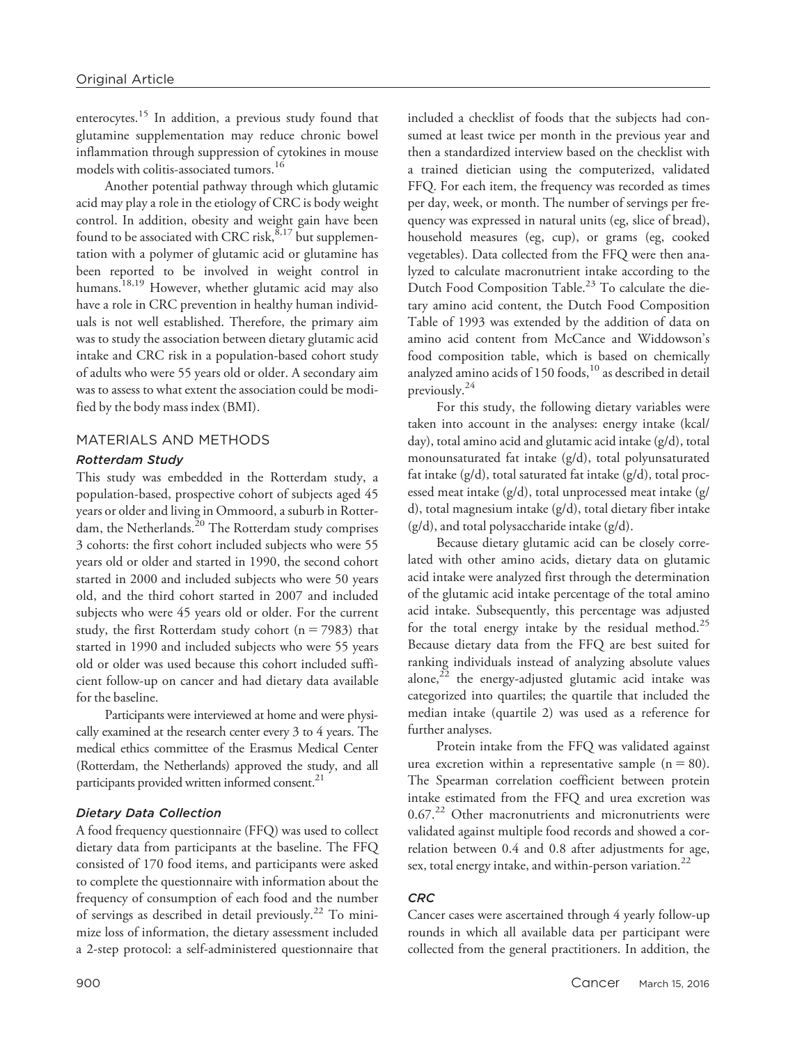enterocytes.[15] In addition, a previous study found that glutamine supplementation may reduce chronic bowel inflammation through suppression of cytokines in mouse models with colitis-associated tumors.[16]

Another potential pathway through which glutamic acid may play a role in the etiology of CRC is body weight control. In addition, obesity and weight gain have been found to be associated with CRC risk,[8,17] but supplementation with a polymer of glutamic acid or glutamine has been reported to be involved in weight control in humans.[18,19] However, whether glutamic acid may also have a role in CRC prevention in healthy human individuals is not well established. Therefore, the primary aim was to study the association between dietary glutamic acid intake and CRC risk in a population-based cohort study of adults who were 55 years old or older. A secondary aim was to assess to what extent the association could be modified by the body mass index (BMI).

## MATERIALS AND METHODS

### Rotterdam Study

This study was embedded in the Rotterdam study, a population-based, prospective cohort of subjects aged 45 years or older and living in Ommoord, a suburb in Rotterdam, the Netherlands.[20] The Rotterdam study comprises 3 cohorts: the first cohort included subjects who were 55 years old or older and started in 1990, the second cohort started in 2000 and included subjects who were 50 years old, and the third cohort started in 2007 and included subjects who were 45 years old or older. For the current study, the first Rotterdam study cohort ($n = 7983$) that started in 1990 and included subjects who were 55 years old or older was used because this cohort included sufficient follow-up on cancer and had dietary data available for the baseline.

Participants were interviewed at home and were physically examined at the research center every 3 to 4 years. The medical ethics committee of the Erasmus Medical Center (Rotterdam, the Netherlands) approved the study, and all participants provided written informed consent.[21]

### Dietary Data Collection

A food frequency questionnaire (FFQ) was used to collect dietary data from participants at the baseline. The FFQ consisted of 170 food items, and participants were asked to complete the questionnaire with information about the frequency of consumption of each food and the number of servings as described in detail previously.[22] To minimize loss of information, the dietary assessment included a 2-step protocol: a self-administered questionnaire that included a checklist of foods that the subjects had consumed at least twice per month in the previous year and then a standardized interview based on the checklist with a trained dietician using the computerized, validated FFQ. For each item, the frequency was recorded as times per day, week, or month. The number of servings per frequency was expressed in natural units (eg, slice of bread), household measures (eg, cup), or grams (eg, cooked vegetables). Data collected from the FFQ were then analyzed to calculate macronutrient intake according to the Dutch Food Composition Table.[23] To calculate the dietary amino acid content, the Dutch Food Composition Table of 1993 was extended by the addition of data on amino acid content from McCance and Widdowson's food composition table, which is based on chemically analyzed amino acids of 150 foods,[10] as described in detail previously.[24]

For this study, the following dietary variables were taken into account in the analyses: energy intake (kcal/day), total amino acid and glutamic acid intake (g/d), total monounsaturated fat intake (g/d), total polyunsaturated fat intake (g/d), total saturated fat intake (g/d), total processed meat intake (g/d), total unprocessed meat intake (g/d), total magnesium intake (g/d), total dietary fiber intake (g/d), and total polysaccharide intake (g/d).

Because dietary glutamic acid can be closely correlated with other amino acids, dietary data on glutamic acid intake were analyzed first through the determination of the glutamic acid intake percentage of the total amino acid intake. Subsequently, this percentage was adjusted for the total energy intake by the residual method.[25] Because dietary data from the FFQ are best suited for ranking individuals instead of analyzing absolute values alone,[22] the energy-adjusted glutamic acid intake was categorized into quartiles; the quartile that included the median intake (quartile 2) was used as a reference for further analyses.

Protein intake from the FFQ was validated against urea excretion within a representative sample ($n = 80$). The Spearman correlation coefficient between protein intake estimated from the FFQ and urea excretion was 0.67.[22] Other macronutrients and micronutrients were validated against multiple food records and showed a correlation between 0.4 and 0.8 after adjustments for age, sex, total energy intake, and within-person variation.[22]

### CRC

Cancer cases were ascertained through 4 yearly follow-up rounds in which all available data per participant were collected from the general practitioners. In addition, the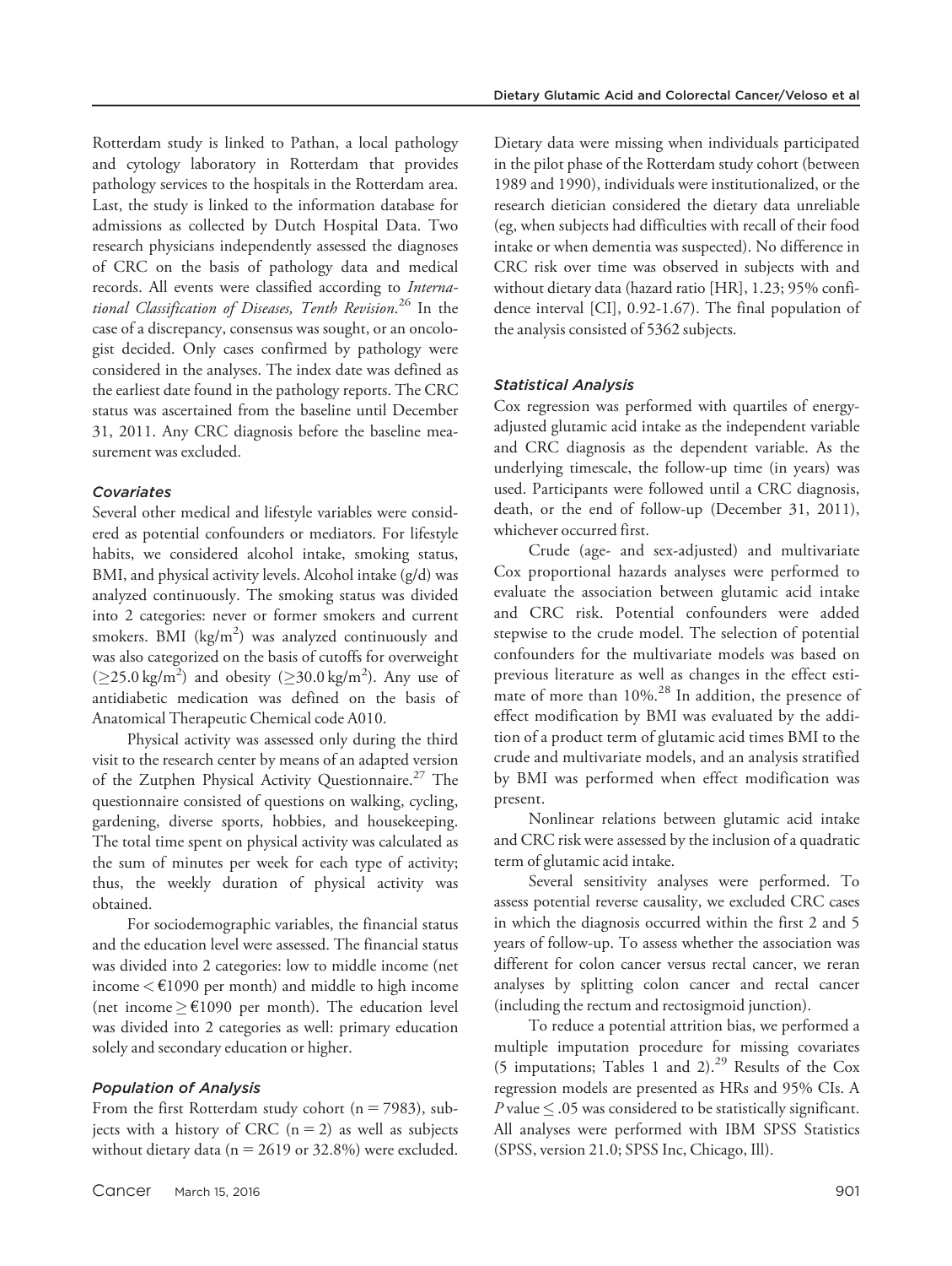Rotterdam study is linked to Pathan, a local pathology and cytology laboratory in Rotterdam that provides pathology services to the hospitals in the Rotterdam area. Last, the study is linked to the information database for admissions as collected by Dutch Hospital Data. Two research physicians independently assessed the diagnoses of CRC on the basis of pathology data and medical records. All events were classified according to *International Classification of Diseases, Tenth Revision*.[26] In the case of a discrepancy, consensus was sought, or an oncologist decided. Only cases confirmed by pathology were considered in the analyses. The index date was defined as the earliest date found in the pathology reports. The CRC status was ascertained from the baseline until December 31, 2011. Any CRC diagnosis before the baseline measurement was excluded.

### *Covariates*

Several other medical and lifestyle variables were considered as potential confounders or mediators. For lifestyle habits, we considered alcohol intake, smoking status, BMI, and physical activity levels. Alcohol intake (g/d) was analyzed continuously. The smoking status was divided into 2 categories: never or former smokers and current smokers. BMI ($kg/m^2$) was analyzed continuously and was also categorized on the basis of cutoffs for overweight ($\geq 25.0\ kg/m^2$) and obesity ($\geq 30.0\ kg/m^2$). Any use of antidiabetic medication was defined on the basis of Anatomical Therapeutic Chemical code A010.

Physical activity was assessed only during the third visit to the research center by means of an adapted version of the Zutphen Physical Activity Questionnaire.[27] The questionnaire consisted of questions on walking, cycling, gardening, diverse sports, hobbies, and housekeeping. The total time spent on physical activity was calculated as the sum of minutes per week for each type of activity; thus, the weekly duration of physical activity was obtained.

For sociodemographic variables, the financial status and the education level were assessed. The financial status was divided into 2 categories: low to middle income (net income < €1090 per month) and middle to high income (net income ≥ €1090 per month). The education level was divided into 2 categories as well: primary education solely and secondary education or higher.

### *Population of Analysis*

From the first Rotterdam study cohort (n = 7983), subjects with a history of CRC (n = 2) as well as subjects without dietary data (n = 2619 or 32.8%) were excluded. Dietary data were missing when individuals participated in the pilot phase of the Rotterdam study cohort (between 1989 and 1990), individuals were institutionalized, or the research dietician considered the dietary data unreliable (eg, when subjects had difficulties with recall of their food intake or when dementia was suspected). No difference in CRC risk over time was observed in subjects with and without dietary data (hazard ratio [HR], 1.23; 95% confidence interval [CI], 0.92-1.67). The final population of the analysis consisted of 5362 subjects.

### *Statistical Analysis*

Cox regression was performed with quartiles of energy-adjusted glutamic acid intake as the independent variable and CRC diagnosis as the dependent variable. As the underlying timescale, the follow-up time (in years) was used. Participants were followed until a CRC diagnosis, death, or the end of follow-up (December 31, 2011), whichever occurred first.

Crude (age- and sex-adjusted) and multivariate Cox proportional hazards analyses were performed to evaluate the association between glutamic acid intake and CRC risk. Potential confounders were added stepwise to the crude model. The selection of potential confounders for the multivariate models was based on previous literature as well as changes in the effect estimate of more than 10%.[28] In addition, the presence of effect modification by BMI was evaluated by the addition of a product term of glutamic acid times BMI to the crude and multivariate models, and an analysis stratified by BMI was performed when effect modification was present.

Nonlinear relations between glutamic acid intake and CRC risk were assessed by the inclusion of a quadratic term of glutamic acid intake.

Several sensitivity analyses were performed. To assess potential reverse causality, we excluded CRC cases in which the diagnosis occurred within the first 2 and 5 years of follow-up. To assess whether the association was different for colon cancer versus rectal cancer, we reran analyses by splitting colon cancer and rectal cancer (including the rectum and rectosigmoid junction).

To reduce a potential attrition bias, we performed a multiple imputation procedure for missing covariates (5 imputations; Tables 1 and 2).[29] Results of the Cox regression models are presented as HRs and 95% CIs. A $P$ value $\leq .05$ was considered to be statistically significant. All analyses were performed with IBM SPSS Statistics (SPSS, version 21.0; SPSS Inc, Chicago, Ill).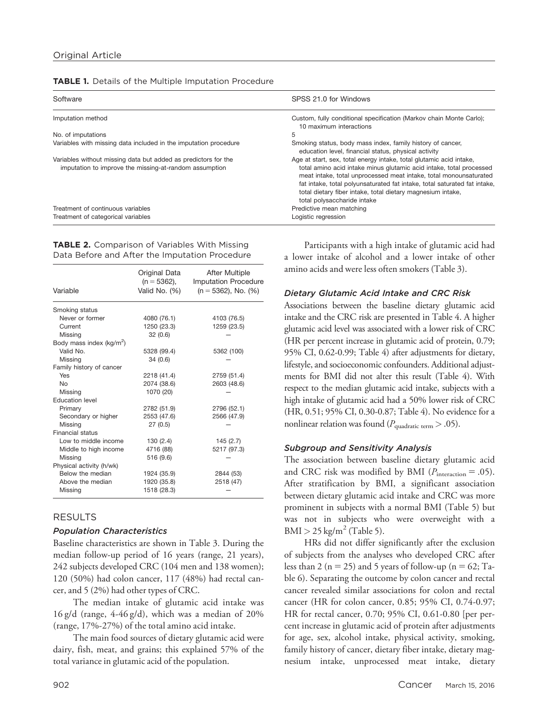**TABLE 1.** Details of the Multiple Imputation Procedure

| Software | SPSS 21.0 for Windows |
| --- | --- |
| Imputation method | Custom, fully conditional specification (Markov chain Monte Carlo); 10 maximum interactions |
| No. of imputations | 5 |
| Variables with missing data included in the imputation procedure | Smoking status, body mass index, family history of cancer, education level, financial status, physical activity |
| Variables without missing data but added as predictors for the imputation to improve the missing-at-random assumption | Age at start, sex, total energy intake, total glutamic acid intake, total amino acid intake minus glutamic acid intake, total processed meat intake, total unprocessed meat intake, total monounsaturated fat intake, total polyunsaturated fat intake, total saturated fat intake, total dietary fiber intake, total dietary magnesium intake, total polysaccharide intake |
| Treatment of continuous variables | Predictive mean matching |
| Treatment of categorical variables | Logistic regression |

**TABLE 2.** Comparison of Variables With Missing Data Before and After the Imputation Procedure

| Variable | Original Data (n = 5362), Valid No. (%) | After Multiple Imputation Procedure (n = 5362), No. (%) |
| --- | --- | --- |
| Smoking status | | |
| Never or former | 4080 (76.1) | 4103 (76.5) |
| Current | 1250 (23.3) | 1259 (23.5) |
| Missing | 32 (0.6) | — |
| Body mass index (kg/m$^2$) | | |
| Valid No. | 5328 (99.4) | 5362 (100) |
| Missing | 34 (0.6) | — |
| Family history of cancer | | |
| Yes | 2218 (41.4) | 2759 (51.4) |
| No | 2074 (38.6) | 2603 (48.6) |
| Missing | 1070 (20) | — |
| Education level | | |
| Primary | 2782 (51.9) | 2796 (52.1) |
| Secondary or higher | 2553 (47.6) | 2566 (47.9) |
| Missing | 27 (0.5) | — |
| Financial status | | |
| Low to middle income | 130 (2.4) | 145 (2.7) |
| Middle to high income | 4716 (88) | 5217 (97.3) |
| Missing | 516 (9.6) | — |
| Physical activity (h/wk) | | |
| Below the median | 1924 (35.9) | 2844 (53) |
| Above the median | 1920 (35.8) | 2518 (47) |
| Missing | 1518 (28.3) | — |

## RESULTS

### Population Characteristics

Baseline characteristics are shown in Table 3. During the median follow-up period of 16 years (range, 21 years), 242 subjects developed CRC (104 men and 138 women); 120 (50%) had colon cancer, 117 (48%) had rectal cancer, and 5 (2%) had other types of CRC.

The median intake of glutamic acid intake was 16 g/d (range, 4-46 g/d), which was a median of 20% (range, 17%-27%) of the total amino acid intake.

The main food sources of dietary glutamic acid were dairy, fish, meat, and grains; this explained 57% of the total variance in glutamic acid of the population.

Participants with a high intake of glutamic acid had a lower intake of alcohol and a lower intake of other amino acids and were less often smokers (Table 3).

### Dietary Glutamic Acid Intake and CRC Risk

Associations between the baseline dietary glutamic acid intake and the CRC risk are presented in Table 4. A higher glutamic acid level was associated with a lower risk of CRC (HR per percent increase in glutamic acid of protein, 0.79; 95% CI, 0.62-0.99; Table 4) after adjustments for dietary, lifestyle, and socioeconomic confounders. Additional adjustments for BMI did not alter this result (Table 4). With respect to the median glutamic acid intake, subjects with a high intake of glutamic acid had a 50% lower risk of CRC (HR, 0.51; 95% CI, 0.30-0.87; Table 4). No evidence for a nonlinear relation was found ($P_{\text{quadratic term}} > .05$).

### Subgroup and Sensitivity Analysis

The association between baseline dietary glutamic acid and CRC risk was modified by BMI ($P_{\text{interaction}} = .05$). After stratification by BMI, a significant association between dietary glutamic acid intake and CRC was more prominent in subjects with a normal BMI (Table 5) but was not in subjects who were overweight with a BMI > 25 kg/m$^2$ (Table 5).

HRs did not differ significantly after the exclusion of subjects from the analyses who developed CRC after less than 2 (n = 25) and 5 years of follow-up (n = 62; Table 6). Separating the outcome by colon cancer and rectal cancer revealed similar associations for colon and rectal cancer (HR for colon cancer, 0.85; 95% CI, 0.74-0.97; HR for rectal cancer, 0.70; 95% CI, 0.61-0.80 [per percent increase in glutamic acid of protein after adjustments for age, sex, alcohol intake, physical activity, smoking, family history of cancer, dietary fiber intake, dietary magnesium intake, unprocessed meat intake, dietary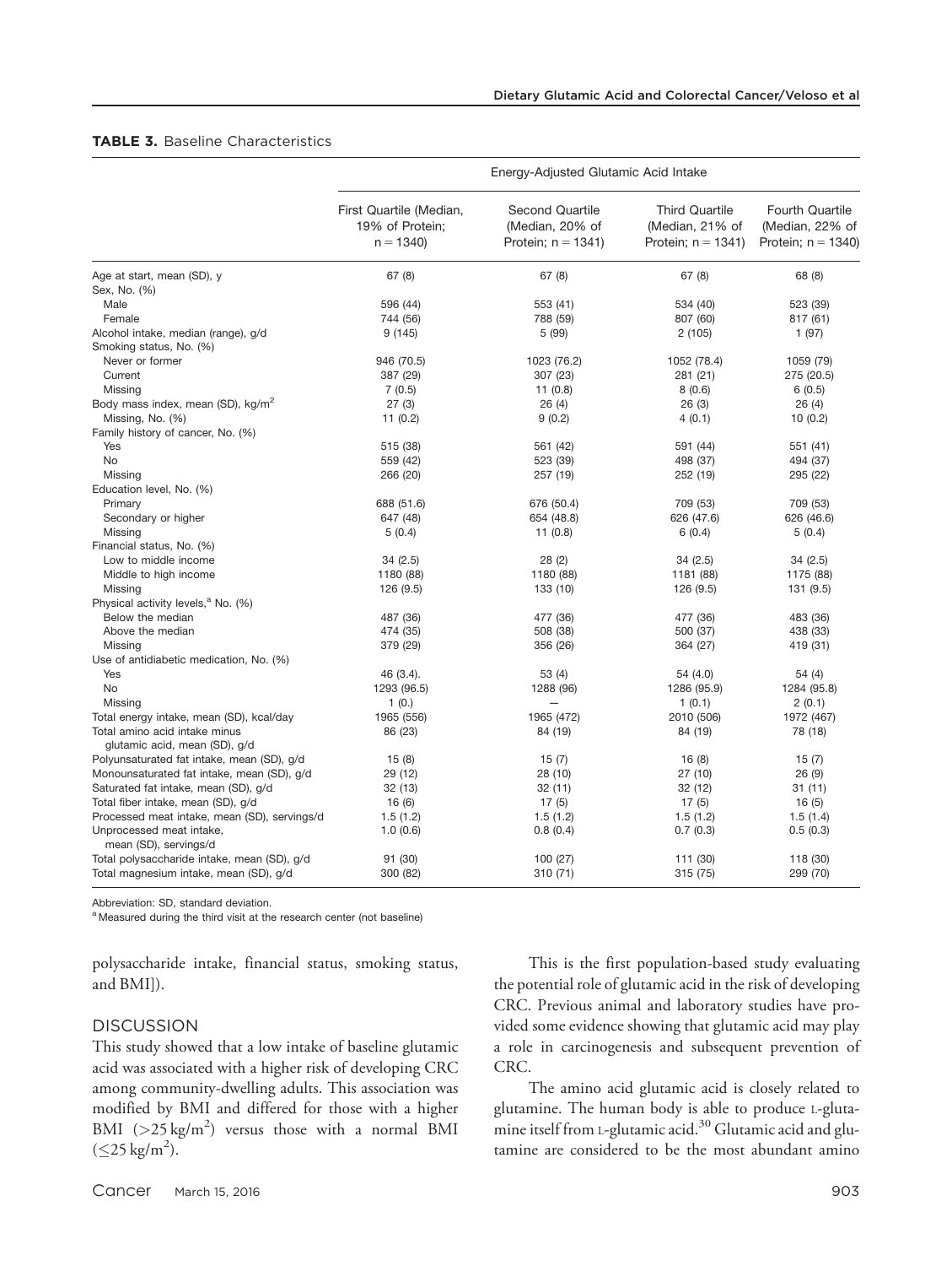**TABLE 3.** Baseline Characteristics

| | Energy-Adjusted Glutamic Acid Intake | | | |
|---|---|---|---|---|
| | First Quartile (Median, 19% of Protein; n = 1340) | Second Quartile (Median, 20% of Protein; n = 1341) | Third Quartile (Median, 21% of Protein; n = 1341) | Fourth Quartile (Median, 22% of Protein; n = 1340) |
| Age at start, mean (SD), y | 67 (8) | 67 (8) | 67 (8) | 68 (8) |
| Sex, No. (%) | | | | |
| Male | 596 (44) | 553 (41) | 534 (40) | 523 (39) |
| Female | 744 (56) | 788 (59) | 807 (60) | 817 (61) |
| Alcohol intake, median (range), g/d | 9 (145) | 5 (99) | 2 (105) | 1 (97) |
| Smoking status, No. (%) | | | | |
| Never or former | 946 (70.5) | 1023 (76.2) | 1052 (78.4) | 1059 (79) |
| Current | 387 (29) | 307 (23) | 281 (21) | 275 (20.5) |
| Missing | 7 (0.5) | 11 (0.8) | 8 (0.6) | 6 (0.5) |
| Body mass index, mean (SD), kg/m$^2$ | 27 (3) | 26 (4) | 26 (3) | 26 (4) |
| Missing, No. (%) | 11 (0.2) | 9 (0.2) | 4 (0.1) | 10 (0.2) |
| Family history of cancer, No. (%) | | | | |
| Yes | 515 (38) | 561 (42) | 591 (44) | 551 (41) |
| No | 559 (42) | 523 (39) | 498 (37) | 494 (37) |
| Missing | 266 (20) | 257 (19) | 252 (19) | 295 (22) |
| Education level, No. (%) | | | | |
| Primary | 688 (51.6) | 676 (50.4) | 709 (53) | 709 (53) |
| Secondary or higher | 647 (48) | 654 (48.8) | 626 (47.6) | 626 (46.6) |
| Missing | 5 (0.4) | 11 (0.8) | 6 (0.4) | 5 (0.4) |
| Financial status, No. (%) | | | | |
| Low to middle income | 34 (2.5) | 28 (2) | 34 (2.5) | 34 (2.5) |
| Middle to high income | 1180 (88) | 1180 (88) | 1181 (88) | 1175 (88) |
| Missing | 126 (9.5) | 133 (10) | 126 (9.5) | 131 (9.5) |
| Physical activity levels,[a] No. (%) | | | | |
| Below the median | 487 (36) | 477 (36) | 477 (36) | 483 (36) |
| Above the median | 474 (35) | 508 (38) | 500 (37) | 438 (33) |
| Missing | 379 (29) | 356 (26) | 364 (27) | 419 (31) |
| Use of antidiabetic medication, No. (%) | | | | |
| Yes | 46 (3.4). | 53 (4) | 54 (4.0) | 54 (4) |
| No | 1293 (96.5) | 1288 (96) | 1286 (95.9) | 1284 (95.8) |
| Missing | 1 (0.) | — | 1 (0.1) | 2 (0.1) |
| Total energy intake, mean (SD), kcal/day | 1965 (556) | 1965 (472) | 2010 (506) | 1972 (467) |
| Total amino acid intake minus glutamic acid, mean (SD), g/d | 86 (23) | 84 (19) | 84 (19) | 78 (18) |
| Polyunsaturated fat intake, mean (SD), g/d | 15 (8) | 15 (7) | 16 (8) | 15 (7) |
| Monounsaturated fat intake, mean (SD), g/d | 29 (12) | 28 (10) | 27 (10) | 26 (9) |
| Saturated fat intake, mean (SD), g/d | 32 (13) | 32 (11) | 32 (12) | 31 (11) |
| Total fiber intake, mean (SD), g/d | 16 (6) | 17 (5) | 17 (5) | 16 (5) |
| Processed meat intake, mean (SD), servings/d | 1.5 (1.2) | 1.5 (1.2) | 1.5 (1.2) | 1.5 (1.4) |
| Unprocessed meat intake, mean (SD), servings/d | 1.0 (0.6) | 0.8 (0.4) | 0.7 (0.3) | 0.5 (0.3) |
| Total polysaccharide intake, mean (SD), g/d | 91 (30) | 100 (27) | 111 (30) | 118 (30) |
| Total magnesium intake, mean (SD), g/d | 300 (82) | 310 (71) | 315 (75) | 299 (70) |

Abbreviation: SD, standard deviation.
[a] Measured during the third visit at the research center (not baseline)

polysaccharide intake, financial status, smoking status, and BMI]).

## DISCUSSION

This study showed that a low intake of baseline glutamic acid was associated with a higher risk of developing CRC among community-dwelling adults. This association was modified by BMI and differed for those with a higher BMI ($>25$ kg/m$^2$) versus those with a normal BMI ($\leq 25$ kg/m$^2$).

This is the first population-based study evaluating the potential role of glutamic acid in the risk of developing CRC. Previous animal and laboratory studies have provided some evidence showing that glutamic acid may play a role in carcinogenesis and subsequent prevention of CRC.

The amino acid glutamic acid is closely related to glutamine. The human body is able to produce L-glutamine itself from L-glutamic acid.[30] Glutamic acid and glutamine are considered to be the most abundant amino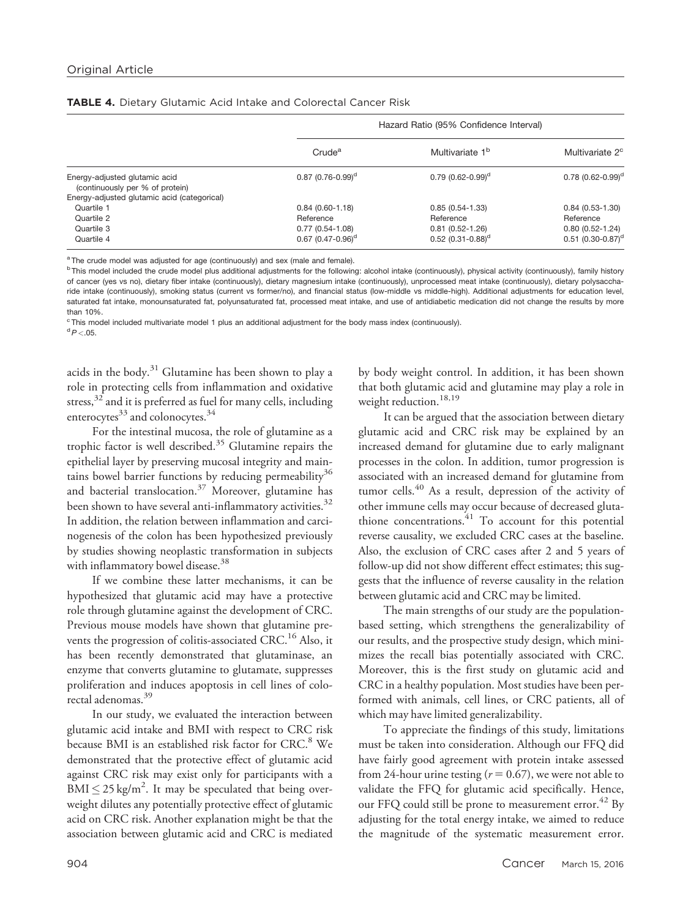**TABLE 4.** Dietary Glutamic Acid Intake and Colorectal Cancer Risk

| | Hazard Ratio (95% Confidence Interval) | | |
|---|---|---|---|
| | Crude[a] | Multivariate 1[b] | Multivariate 2[c] |
| Energy-adjusted glutamic acid (continuously per % of protein) | 0.87 (0.76-0.99)[d] | 0.79 (0.62-0.99)[d] | 0.78 (0.62-0.99)[d] |
| Energy-adjusted glutamic acid (categorical) | | | |
| Quartile 1 | 0.84 (0.60-1.18) | 0.85 (0.54-1.33) | 0.84 (0.53-1.30) |
| Quartile 2 | Reference | Reference | Reference |
| Quartile 3 | 0.77 (0.54-1.08) | 0.81 (0.52-1.26) | 0.80 (0.52-1.24) |
| Quartile 4 | 0.67 (0.47-0.96)[d] | 0.52 (0.31-0.88)[d] | 0.51 (0.30-0.87)[d] |

[a] The crude model was adjusted for age (continuously) and sex (male and female).

[b] This model included the crude model plus additional adjustments for the following: alcohol intake (continuously), physical activity (continuously), family history of cancer (yes vs no), dietary fiber intake (continuously), dietary magnesium intake (continuously), unprocessed meat intake (continuously), dietary polysaccharide intake (continuously), smoking status (current vs former/no), and financial status (low-middle vs middle-high). Additional adjustments for education level, saturated fat intake, monounsaturated fat, polyunsaturated fat, processed meat intake, and use of antidiabetic medication did not change the results by more than 10%.

[c] This model included multivariate model 1 plus an additional adjustment for the body mass index (continuously).

[d] $P < .05$.

acids in the body.[31] Glutamine has been shown to play a role in protecting cells from inflammation and oxidative stress,[32] and it is preferred as fuel for many cells, including enterocytes[33] and colonocytes.[34]

For the intestinal mucosa, the role of glutamine as a trophic factor is well described.[35] Glutamine repairs the epithelial layer by preserving mucosal integrity and maintains bowel barrier functions by reducing permeability[36] and bacterial translocation.[37] Moreover, glutamine has been shown to have several anti-inflammatory activities.[32] In addition, the relation between inflammation and carcinogenesis of the colon has been hypothesized previously by studies showing neoplastic transformation in subjects with inflammatory bowel disease.[38]

If we combine these latter mechanisms, it can be hypothesized that glutamic acid may have a protective role through glutamine against the development of CRC. Previous mouse models have shown that glutamine prevents the progression of colitis-associated CRC.[16] Also, it has been recently demonstrated that glutaminase, an enzyme that converts glutamine to glutamate, suppresses proliferation and induces apoptosis in cell lines of colorectal adenomas.[39]

In our study, we evaluated the interaction between glutamic acid intake and BMI with respect to CRC risk because BMI is an established risk factor for CRC.[8] We demonstrated that the protective effect of glutamic acid against CRC risk may exist only for participants with a BMI $\leq$ 25 kg/m$^2$. It may be speculated that being overweight dilutes any potentially protective effect of glutamic acid on CRC risk. Another explanation might be that the association between glutamic acid and CRC is mediated by body weight control. In addition, it has been shown that both glutamic acid and glutamine may play a role in weight reduction.[18,19]

It can be argued that the association between dietary glutamic acid and CRC risk may be explained by an increased demand for glutamine due to early malignant processes in the colon. In addition, tumor progression is associated with an increased demand for glutamine from tumor cells.[40] As a result, depression of the activity of other immune cells may occur because of decreased glutathione concentrations.[41] To account for this potential reverse causality, we excluded CRC cases at the baseline. Also, the exclusion of CRC cases after 2 and 5 years of follow-up did not show different effect estimates; this suggests that the influence of reverse causality in the relation between glutamic acid and CRC may be limited.

The main strengths of our study are the population-based setting, which strengthens the generalizability of our results, and the prospective study design, which minimizes the recall bias potentially associated with CRC. Moreover, this is the first study on glutamic acid and CRC in a healthy population. Most studies have been performed with animals, cell lines, or CRC patients, all of which may have limited generalizability.

To appreciate the findings of this study, limitations must be taken into consideration. Although our FFQ did have fairly good agreement with protein intake assessed from 24-hour urine testing ($r = 0.67$), we were not able to validate the FFQ for glutamic acid specifically. Hence, our FFQ could still be prone to measurement error.[42] By adjusting for the total energy intake, we aimed to reduce the magnitude of the systematic measurement error.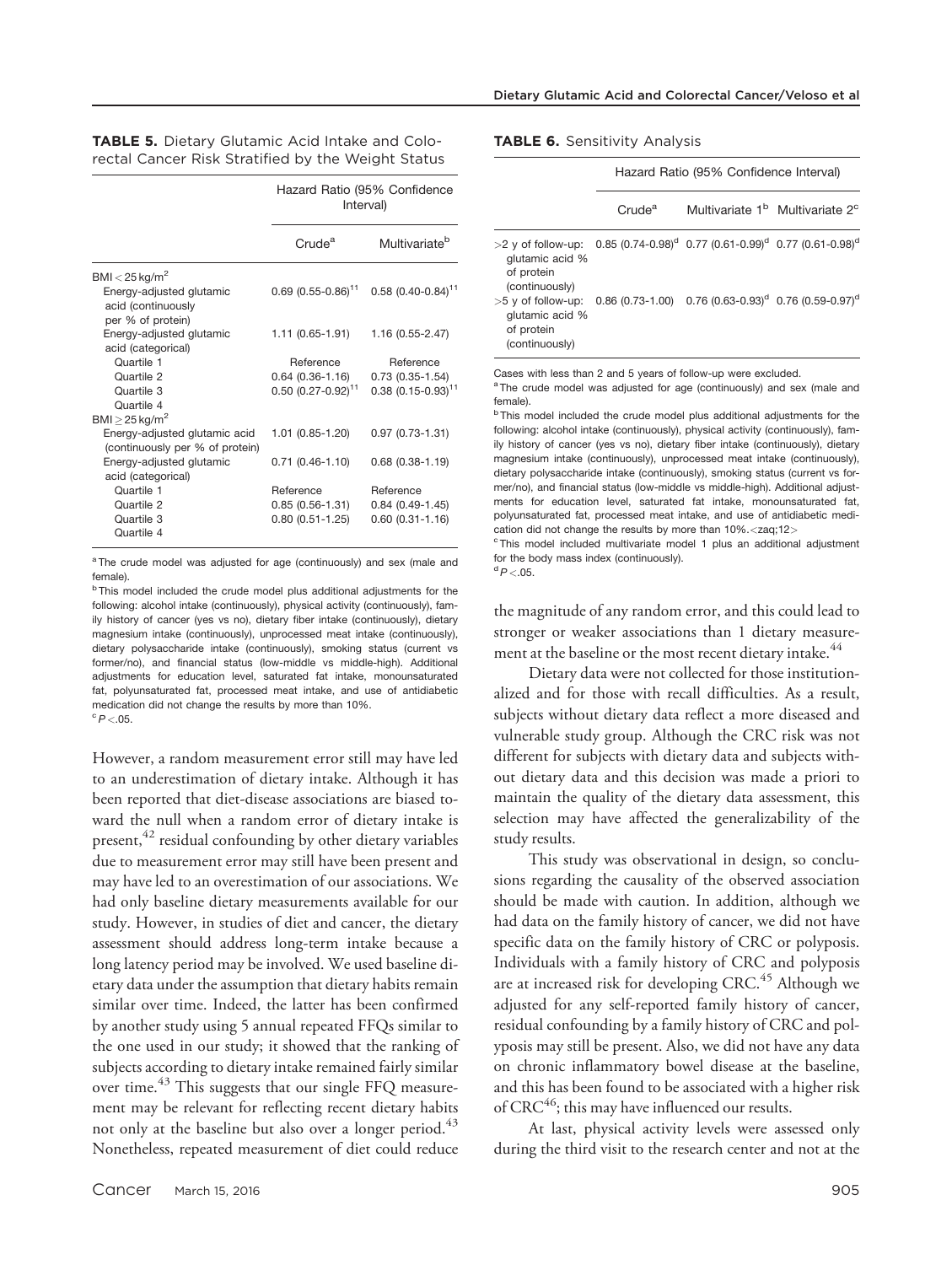**TABLE 5.** Dietary Glutamic Acid Intake and Colorectal Cancer Risk Stratified by the Weight Status

| | Hazard Ratio (95% Confidence Interval) | |
|---|---|---|
| | Crude[a] | Multivariate[b] |
| BMI < 25 kg/m² | | |
| Energy-adjusted glutamic acid (continuously per % of protein) | 0.69 (0.55-0.86)[11] | 0.58 (0.40-0.84)[11] |
| Energy-adjusted glutamic acid (categorical) | 1.11 (0.65-1.91) | 1.16 (0.55-2.47) |
| Quartile 1 | Reference | Reference |
| Quartile 2 | 0.64 (0.36-1.16) | 0.73 (0.35-1.54) |
| Quartile 3 | 0.50 (0.27-0.92)[11] | 0.38 (0.15-0.93)[11] |
| Quartile 4 | | |
| BMI ≥ 25 kg/m² | | |
| Energy-adjusted glutamic acid (continuously per % of protein) | 1.01 (0.85-1.20) | 0.97 (0.73-1.31) |
| Energy-adjusted glutamic acid (categorical) | 0.71 (0.46-1.10) | 0.68 (0.38-1.19) |
| Quartile 1 | Reference | Reference |
| Quartile 2 | 0.85 (0.56-1.31) | 0.84 (0.49-1.45) |
| Quartile 3 | 0.80 (0.51-1.25) | 0.60 (0.31-1.16) |
| Quartile 4 | | |

[a] The crude model was adjusted for age (continuously) and sex (male and female).

[b] This model included the crude model plus additional adjustments for the following: alcohol intake (continuously), physical activity (continuously), family history of cancer (yes vs no), dietary fiber intake (continuously), dietary magnesium intake (continuously), unprocessed meat intake (continuously), dietary polysaccharide intake (continuously), smoking status (current vs former/no), and financial status (low-middle vs middle-high). Additional adjustments for education level, saturated fat intake, monounsaturated fat, polyunsaturated fat, processed meat intake, and use of antidiabetic medication did not change the results by more than 10%.

[c] $P < .05$.

**TABLE 6.** Sensitivity Analysis

| | Hazard Ratio (95% Confidence Interval) | | |
|---|---|---|---|
| | Crude[a] | Multivariate 1[b] | Multivariate 2[c] |
| >2 y of follow-up: glutamic acid % of protein (continuously) | 0.85 (0.74-0.98)[d] | 0.77 (0.61-0.99)[d] | 0.77 (0.61-0.98)[d] |
| >5 y of follow-up: glutamic acid % of protein (continuously) | 0.86 (0.73-1.00) | 0.76 (0.63-0.93)[d] | 0.76 (0.59-0.97)[d] |

Cases with less than 2 and 5 years of follow-up were excluded.

[a] The crude model was adjusted for age (continuously) and sex (male and female).

[b] This model included the crude model plus additional adjustments for the following: alcohol intake (continuously), physical activity (continuously), family history of cancer (yes vs no), dietary fiber intake (continuously), dietary magnesium intake (continuously), unprocessed meat intake (continuously), dietary polysaccharide intake (continuously), smoking status (current vs former/no), and financial status (low-middle vs middle-high). Additional adjustments for education level, saturated fat intake, monounsaturated fat, polyunsaturated fat, processed meat intake, and use of antidiabetic medication did not change the results by more than 10%.<zaq;12>

[c] This model included multivariate model 1 plus an additional adjustment for the body mass index (continuously).

[d] $P < .05$.

However, a random measurement error still may have led to an underestimation of dietary intake. Although it has been reported that diet-disease associations are biased toward the null when a random error of dietary intake is present,[42] residual confounding by other dietary variables due to measurement error may still have been present and may have led to an overestimation of our associations. We had only baseline dietary measurements available for our study. However, in studies of diet and cancer, the dietary assessment should address long-term intake because a long latency period may be involved. We used baseline dietary data under the assumption that dietary habits remain similar over time. Indeed, the latter has been confirmed by another study using 5 annual repeated FFQs similar to the one used in our study; it showed that the ranking of subjects according to dietary intake remained fairly similar over time.[43] This suggests that our single FFQ measurement may be relevant for reflecting recent dietary habits not only at the baseline but also over a longer period.[43] Nonetheless, repeated measurement of diet could reduce the magnitude of any random error, and this could lead to stronger or weaker associations than 1 dietary measurement at the baseline or the most recent dietary intake.[44]

Dietary data were not collected for those institutionalized and for those with recall difficulties. As a result, subjects without dietary data reflect a more diseased and vulnerable study group. Although the CRC risk was not different for subjects with dietary data and subjects without dietary data and this decision was made a priori to maintain the quality of the dietary data assessment, this selection may have affected the generalizability of the study results.

This study was observational in design, so conclusions regarding the causality of the observed association should be made with caution. In addition, although we had data on the family history of cancer, we did not have specific data on the family history of CRC or polyposis. Individuals with a family history of CRC and polyposis are at increased risk for developing CRC.[45] Although we adjusted for any self-reported family history of cancer, residual confounding by a family history of CRC and polyposis may still be present. Also, we did not have any data on chronic inflammatory bowel disease at the baseline, and this has been found to be associated with a higher risk of CRC[46]; this may have influenced our results.

At last, physical activity levels were assessed only during the third visit to the research center and not at the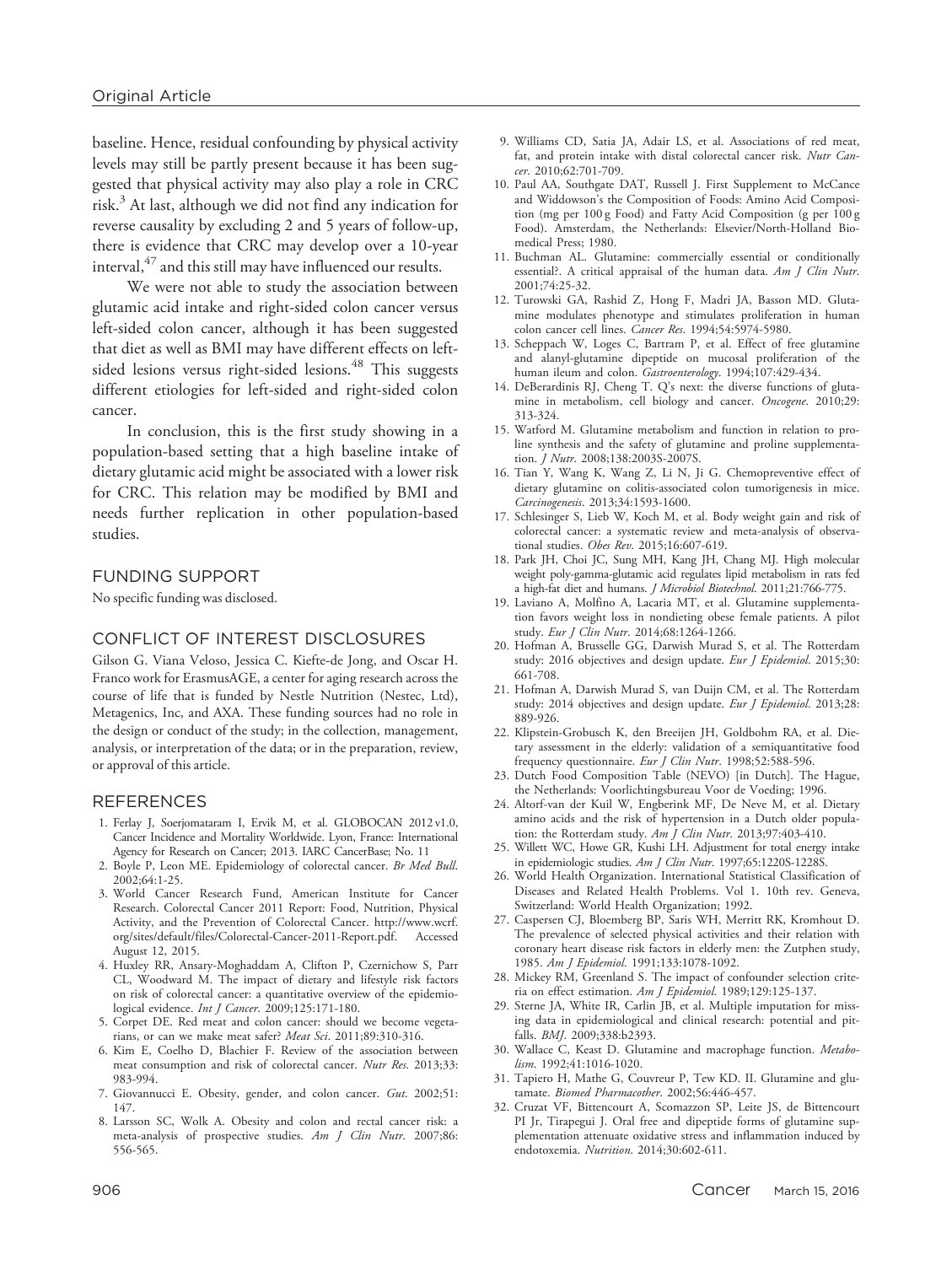baseline. Hence, residual confounding by physical activity levels may still be partly present because it has been suggested that physical activity may also play a role in CRC risk.[3] At last, although we did not find any indication for reverse causality by excluding 2 and 5 years of follow-up, there is evidence that CRC may develop over a 10-year interval,[47] and this still may have influenced our results.

We were not able to study the association between glutamic acid intake and right-sided colon cancer versus left-sided colon cancer, although it has been suggested that diet as well as BMI may have different effects on left-sided lesions versus right-sided lesions.[48] This suggests different etiologies for left-sided and right-sided colon cancer.

In conclusion, this is the first study showing in a population-based setting that a high baseline intake of dietary glutamic acid might be associated with a lower risk for CRC. This relation may be modified by BMI and needs further replication in other population-based studies.

## FUNDING SUPPORT

No specific funding was disclosed.

## CONFLICT OF INTEREST DISCLOSURES

Gilson G. Viana Veloso, Jessica C. Kiefte-de Jong, and Oscar H. Franco work for ErasmusAGE, a center for aging research across the course of life that is funded by Nestle Nutrition (Nestec, Ltd), Metagenics, Inc, and AXA. These funding sources had no role in the design or conduct of the study; in the collection, management, analysis, or interpretation of the data; or in the preparation, review, or approval of this article.

## REFERENCES

1. Ferlay J, Soerjomataram I, Ervik M, et al. GLOBOCAN 2012 v1.0, Cancer Incidence and Mortality Worldwide. Lyon, France: International Agency for Research on Cancer; 2013. IARC CancerBase; No. 11
2. Boyle P, Leon ME. Epidemiology of colorectal cancer. *Br Med Bull*. 2002;64:1-25.
3. World Cancer Research Fund, American Institute for Cancer Research. Colorectal Cancer 2011 Report: Food, Nutrition, Physical Activity, and the Prevention of Colorectal Cancer. http://www.wcrf.org/sites/default/files/Colorectal-Cancer-2011-Report.pdf. Accessed August 12, 2015.
4. Huxley RR, Ansary-Moghaddam A, Clifton P, Czernichow S, Parr CL, Woodward M. The impact of dietary and lifestyle risk factors on risk of colorectal cancer: a quantitative overview of the epidemiological evidence. *Int J Cancer*. 2009;125:171-180.
5. Corpet DE. Red meat and colon cancer: should we become vegetarians, or can we make meat safer? *Meat Sci*. 2011;89:310-316.
6. Kim E, Coelho D, Blachier F. Review of the association between meat consumption and risk of colorectal cancer. *Nutr Res*. 2013;33:983-994.
7. Giovannucci E. Obesity, gender, and colon cancer. *Gut*. 2002;51:147.
8. Larsson SC, Wolk A. Obesity and colon and rectal cancer risk: a meta-analysis of prospective studies. *Am J Clin Nutr*. 2007;86:556-565.
9. Williams CD, Satia JA, Adair LS, et al. Associations of red meat, fat, and protein intake with distal colorectal cancer risk. *Nutr Cancer*. 2010;62:701-709.
10. Paul AA, Southgate DAT, Russell J. First Supplement to McCance and Widdowson's the Composition of Foods: Amino Acid Composition (mg per 100 g Food) and Fatty Acid Composition (g per 100 g Food). Amsterdam, the Netherlands: Elsevier/North-Holland Biomedical Press; 1980.
11. Buchman AL. Glutamine: commercially essential or conditionally essential?. A critical appraisal of the human data. *Am J Clin Nutr*. 2001;74:25-32.
12. Turowski GA, Rashid Z, Hong F, Madri JA, Basson MD. Glutamine modulates phenotype and stimulates proliferation in human colon cancer cell lines. *Cancer Res*. 1994;54:5974-5980.
13. Scheppach W, Loges C, Bartram P, et al. Effect of free glutamine and alanyl-glutamine dipeptide on mucosal proliferation of the human ileum and colon. *Gastroenterology*. 1994;107:429-434.
14. DeBerardinis RJ, Cheng T. Q's next: the diverse functions of glutamine in metabolism, cell biology and cancer. *Oncogene*. 2010;29:313-324.
15. Watford M. Glutamine metabolism and function in relation to proline synthesis and the safety of glutamine and proline supplementation. *J Nutr*. 2008;138:2003S-2007S.
16. Tian Y, Wang K, Wang Z, Li N, Ji G. Chemopreventive effect of dietary glutamine on colitis-associated colon tumorigenesis in mice. *Carcinogenesis*. 2013;34:1593-1600.
17. Schlesinger S, Lieb W, Koch M, et al. Body weight gain and risk of colorectal cancer: a systematic review and meta-analysis of observational studies. *Obes Rev*. 2015;16:607-619.
18. Park JH, Choi JC, Sung MH, Kang JH, Chang MJ. High molecular weight poly-gamma-glutamic acid regulates lipid metabolism in rats fed a high-fat diet and humans. *J Microbiol Biotechnol*. 2011;21:766-775.
19. Laviano A, Molfino A, Lacaria MT, et al. Glutamine supplementation favors weight loss in nondieting obese female patients. A pilot study. *Eur J Clin Nutr*. 2014;68:1264-1266.
20. Hofman A, Brusselle GG, Darwish Murad S, et al. The Rotterdam study: 2016 objectives and design update. *Eur J Epidemiol*. 2015;30:661-708.
21. Hofman A, Darwish Murad S, van Duijn CM, et al. The Rotterdam study: 2014 objectives and design update. *Eur J Epidemiol*. 2013;28:889-926.
22. Klipstein-Grobusch K, den Breeijen JH, Goldbohm RA, et al. Dietary assessment in the elderly: validation of a semiquantitative food frequency questionnaire. *Eur J Clin Nutr*. 1998;52:588-596.
23. Dutch Food Composition Table (NEVO) [in Dutch]. The Hague, the Netherlands: Voorlichtingsbureau Voor de Voeding; 1996.
24. Altorf-van der Kuil W, Engberink MF, De Neve M, et al. Dietary amino acids and the risk of hypertension in a Dutch older population: the Rotterdam study. *Am J Clin Nutr*. 2013;97:403-410.
25. Willett WC, Howe GR, Kushi LH. Adjustment for total energy intake in epidemiologic studies. *Am J Clin Nutr*. 1997;65:1220S-1228S.
26. World Health Organization. International Statistical Classification of Diseases and Related Health Problems. Vol 1. 10th rev. Geneva, Switzerland: World Health Organization; 1992.
27. Caspersen CJ, Bloemberg BP, Saris WH, Merritt RK, Kromhout D. The prevalence of selected physical activities and their relation with coronary heart disease risk factors in elderly men: the Zutphen study, 1985. *Am J Epidemiol*. 1991;133:1078-1092.
28. Mickey RM, Greenland S. The impact of confounder selection criteria on effect estimation. *Am J Epidemiol*. 1989;129:125-137.
29. Sterne JA, White IR, Carlin JB, et al. Multiple imputation for missing data in epidemiological and clinical research: potential and pitfalls. *BMJ*. 2009;338:b2393.
30. Wallace C, Keast D. Glutamine and macrophage function. *Metabolism*. 1992;41:1016-1020.
31. Tapiero H, Mathe G, Couvreur P, Tew KD. II. Glutamine and glutamate. *Biomed Pharmacother*. 2002;56:446-457.
32. Cruzat VF, Bittencourt A, Scomazzon SP, Leite JS, de Bittencourt PI Jr, Tirapegui J. Oral free and dipeptide forms of glutamine supplementation attenuate oxidative stress and inflammation induced by endotoxemia. *Nutrition*. 2014;30:602-611.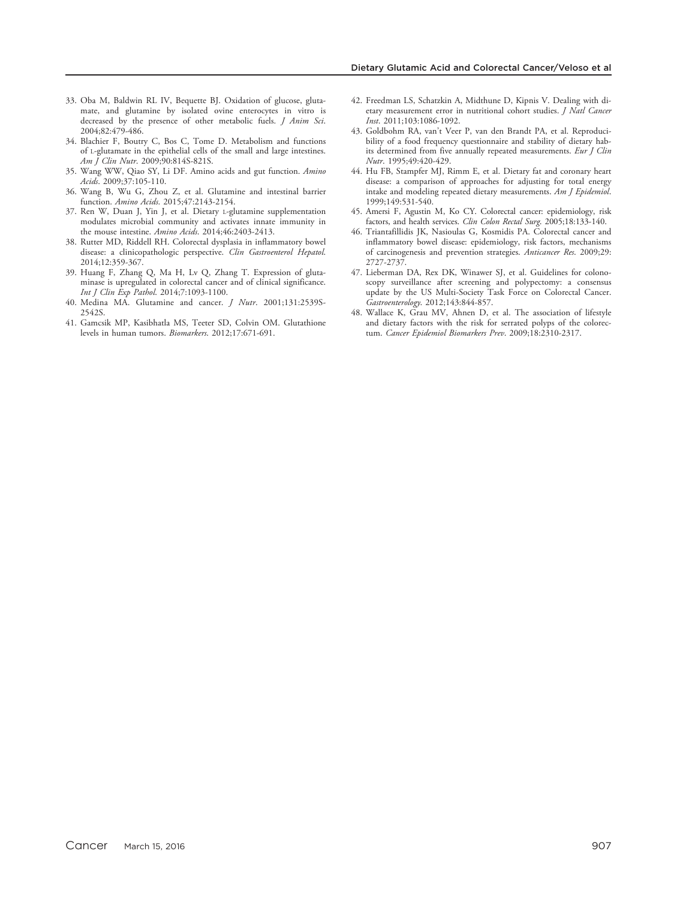33. Oba M, Baldwin RL IV, Bequette BJ. Oxidation of glucose, glutamate, and glutamine by isolated ovine enterocytes in vitro is decreased by the presence of other metabolic fuels. *J Anim Sci*. 2004;82:479-486.
34. Blachier F, Boutry C, Bos C, Tome D. Metabolism and functions of L-glutamate in the epithelial cells of the small and large intestines. *Am J Clin Nutr*. 2009;90:814S-821S.
35. Wang WW, Qiao SY, Li DF. Amino acids and gut function. *Amino Acids*. 2009;37:105-110.
36. Wang B, Wu G, Zhou Z, et al. Glutamine and intestinal barrier function. *Amino Acids*. 2015;47:2143-2154.
37. Ren W, Duan J, Yin J, et al. Dietary L-glutamine supplementation modulates microbial community and activates innate immunity in the mouse intestine. *Amino Acids*. 2014;46:2403-2413.
38. Rutter MD, Riddell RH. Colorectal dysplasia in inflammatory bowel disease: a clinicopathologic perspective. *Clin Gastroenterol Hepatol*. 2014;12:359-367.
39. Huang F, Zhang Q, Ma H, Lv Q, Zhang T. Expression of glutaminase is upregulated in colorectal cancer and of clinical significance. *Int J Clin Exp Pathol*. 2014;7:1093-1100.
40. Medina MA. Glutamine and cancer. *J Nutr*. 2001;131:2539S-2542S.
41. Gamcsik MP, Kasibhatla MS, Teeter SD, Colvin OM. Glutathione levels in human tumors. *Biomarkers*. 2012;17:671-691.
42. Freedman LS, Schatzkin A, Midthune D, Kipnis V. Dealing with dietary measurement error in nutritional cohort studies. *J Natl Cancer Inst*. 2011;103:1086-1092.
43. Goldbohm RA, van't Veer P, van den Brandt PA, et al. Reproducibility of a food frequency questionnaire and stability of dietary habits determined from five annually repeated measurements. *Eur J Clin Nutr*. 1995;49:420-429.
44. Hu FB, Stampfer MJ, Rimm E, et al. Dietary fat and coronary heart disease: a comparison of approaches for adjusting for total energy intake and modeling repeated dietary measurements. *Am J Epidemiol*. 1999;149:531-540.
45. Amersi F, Agustin M, Ko CY. Colorectal cancer: epidemiology, risk factors, and health services. *Clin Colon Rectal Surg*. 2005;18:133-140.
46. Triantafillidis JK, Nasioulas G, Kosmidis PA. Colorectal cancer and inflammatory bowel disease: epidemiology, risk factors, mechanisms of carcinogenesis and prevention strategies. *Anticancer Res*. 2009;29:2727-2737.
47. Lieberman DA, Rex DK, Winawer SJ, et al. Guidelines for colonoscopy surveillance after screening and polypectomy: a consensus update by the US Multi-Society Task Force on Colorectal Cancer. *Gastroenterology*. 2012;143:844-857.
48. Wallace K, Grau MV, Ahnen D, et al. The association of lifestyle and dietary factors with the risk for serrated polyps of the colorectum. *Cancer Epidemiol Biomarkers Prev*. 2009;18:2310-2317.